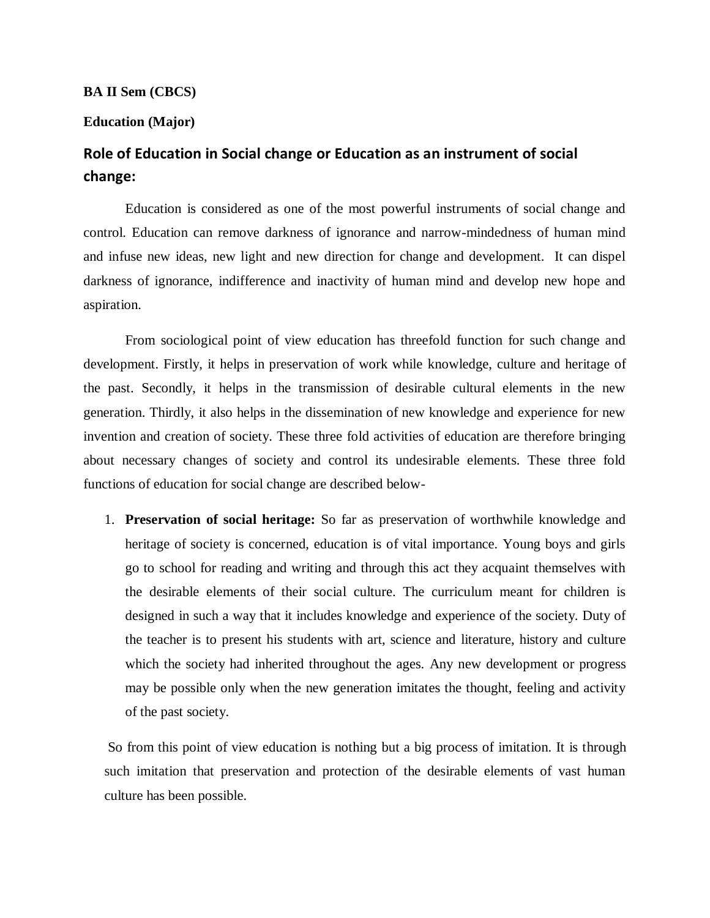**BA II Sem (CBCS)**

**Education (Major)**

## Role of Education in Social change or Education as an instrument of social change:

Education is considered as one of the most powerful instruments of social change and control. Education can remove darkness of ignorance and narrow-mindedness of human mind and infuse new ideas, new light and new direction for change and development. It can dispel darkness of ignorance, indifference and inactivity of human mind and develop new hope and aspiration.

From sociological point of view education has threefold function for such change and development. Firstly, it helps in preservation of work while knowledge, culture and heritage of the past. Secondly, it helps in the transmission of desirable cultural elements in the new generation. Thirdly, it also helps in the dissemination of new knowledge and experience for new invention and creation of society. These three fold activities of education are therefore bringing about necessary changes of society and control its undesirable elements. These three fold functions of education for social change are described below-

1. **Preservation of social heritage:** So far as preservation of worthwhile knowledge and heritage of society is concerned, education is of vital importance. Young boys and girls go to school for reading and writing and through this act they acquaint themselves with the desirable elements of their social culture. The curriculum meant for children is designed in such a way that it includes knowledge and experience of the society. Duty of the teacher is to present his students with art, science and literature, history and culture which the society had inherited throughout the ages. Any new development or progress may be possible only when the new generation imitates the thought, feeling and activity of the past society.

So from this point of view education is nothing but a big process of imitation. It is through such imitation that preservation and protection of the desirable elements of vast human culture has been possible.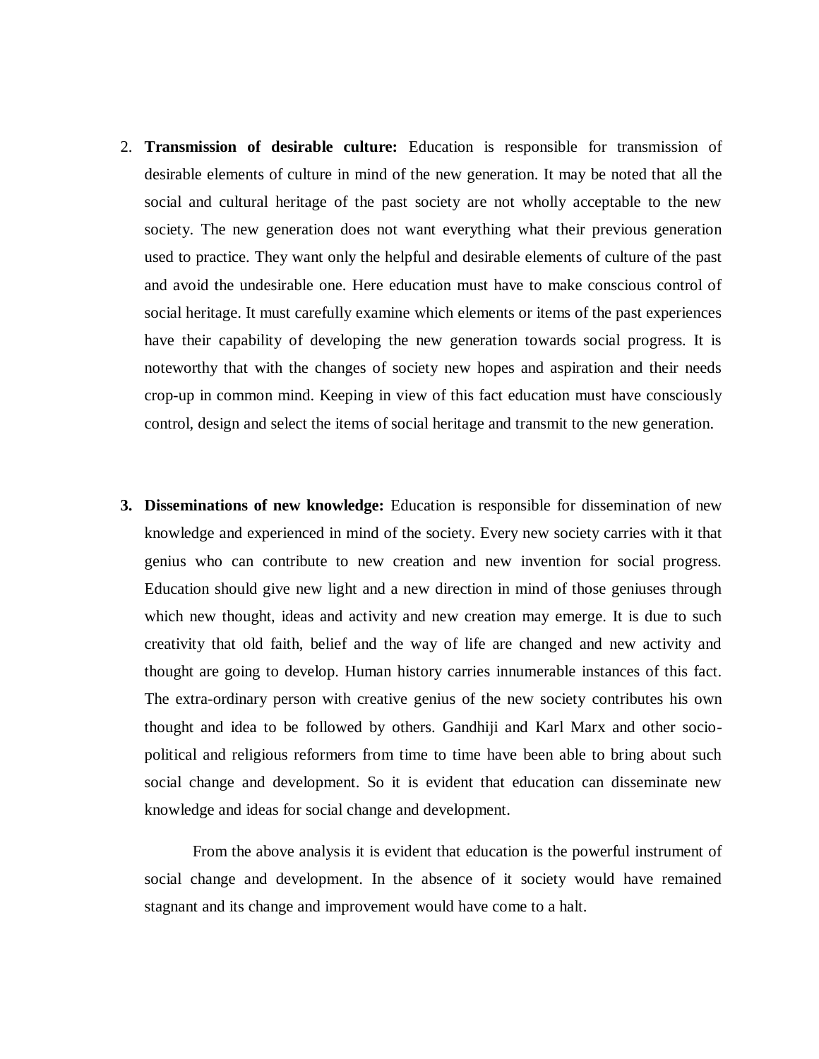2. **Transmission of desirable culture:** Education is responsible for transmission of desirable elements of culture in mind of the new generation. It may be noted that all the social and cultural heritage of the past society are not wholly acceptable to the new society. The new generation does not want everything what their previous generation used to practice. They want only the helpful and desirable elements of culture of the past and avoid the undesirable one. Here education must have to make conscious control of social heritage. It must carefully examine which elements or items of the past experiences have their capability of developing the new generation towards social progress. It is noteworthy that with the changes of society new hopes and aspiration and their needs crop-up in common mind. Keeping in view of this fact education must have consciously control, design and select the items of social heritage and transmit to the new generation.

3. **Disseminations of new knowledge:** Education is responsible for dissemination of new knowledge and experienced in mind of the society. Every new society carries with it that genius who can contribute to new creation and new invention for social progress. Education should give new light and a new direction in mind of those geniuses through which new thought, ideas and activity and new creation may emerge. It is due to such creativity that old faith, belief and the way of life are changed and new activity and thought are going to develop. Human history carries innumerable instances of this fact. The extra-ordinary person with creative genius of the new society contributes his own thought and idea to be followed by others. Gandhiji and Karl Marx and other socio-political and religious reformers from time to time have been able to bring about such social change and development. So it is evident that education can disseminate new knowledge and ideas for social change and development.

From the above analysis it is evident that education is the powerful instrument of social change and development. In the absence of it society would have remained stagnant and its change and improvement would have come to a halt.